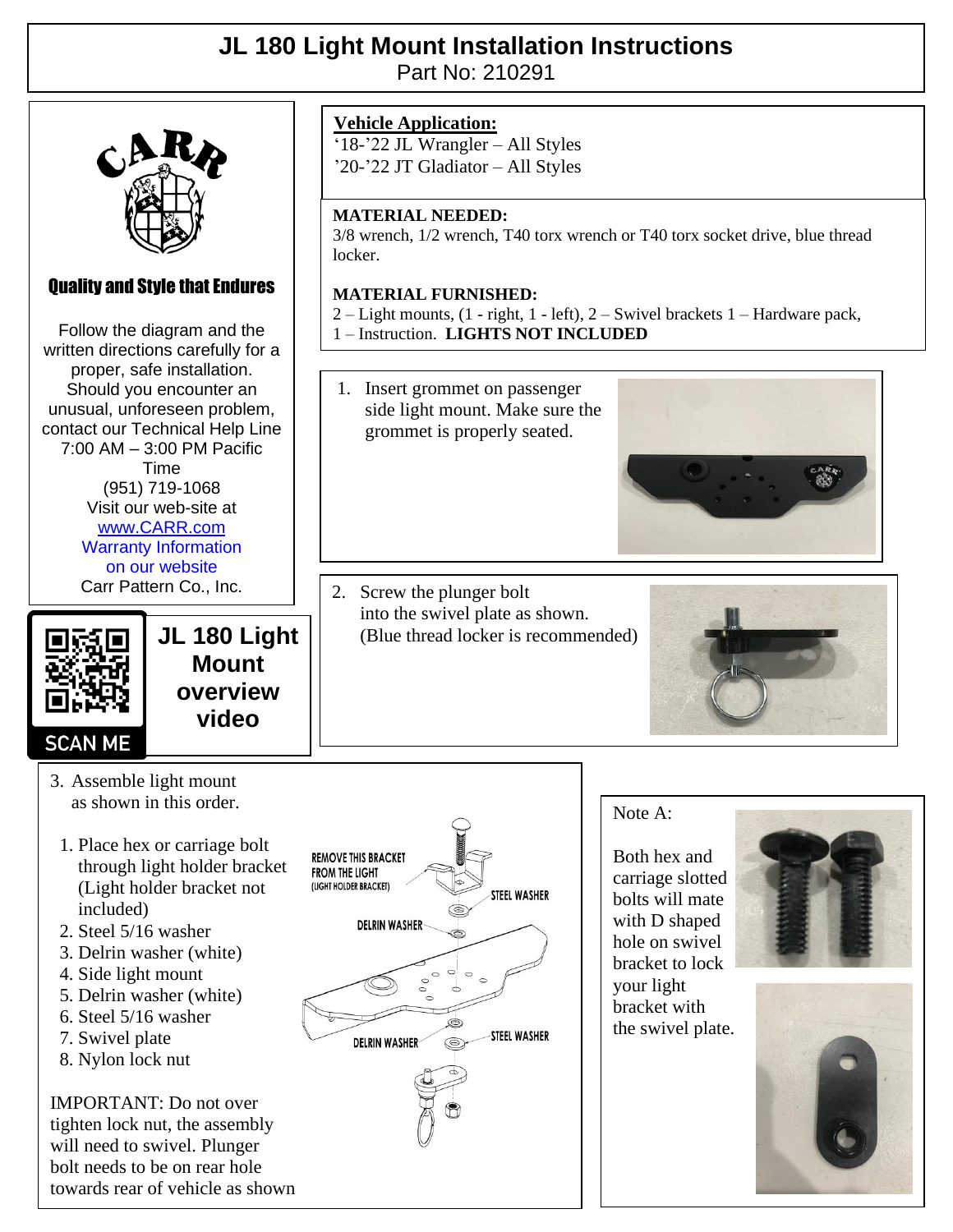# JL 180 Light Mount Installation Instructions

Part No: 210291

**Quality and Style that Endures**

Follow the diagram and the written directions carefully for a proper, safe installation. Should you encounter an unusual, unforeseen problem, contact our Technical Help Line 7:00 AM – 3:00 PM Pacific Time
(951) 719-1068
Visit our web-site at
www.CARR.com
Warranty Information on our website
Carr Pattern Co., Inc.

SCAN ME

**JL 180 Light Mount overview video**

**Vehicle Application:**
'18-'22 JL Wrangler – All Styles
'20-'22 JT Gladiator – All Styles

**MATERIAL NEEDED:**
3/8 wrench, 1/2 wrench, T40 torx wrench or T40 torx socket drive, blue thread locker.

**MATERIAL FURNISHED:**
2 – Light mounts, (1 - right, 1 - left), 2 – Swivel brackets 1 – Hardware pack, 1 – Instruction. **LIGHTS NOT INCLUDED**

1. Insert grommet on passenger side light mount. Make sure the grommet is properly seated.

2. Screw the plunger bolt into the swivel plate as shown. (Blue thread locker is recommended)

3. Assemble light mount as shown in this order.
   1. Place hex or carriage bolt through light holder bracket (Light holder bracket not included)
   2. Steel 5/16 washer
   3. Delrin washer (white)
   4. Side light mount
   5. Delrin washer (white)
   6. Steel 5/16 washer
   7. Swivel plate
   8. Nylon lock nut

IMPORTANT: Do not over tighten lock nut, the assembly will need to swivel. Plunger bolt needs to be on rear hole towards rear of vehicle as shown

REMOVE THIS BRACKET FROM THE LIGHT (LIGHT HOLDER BRACKET)
STEEL WASHER
DELRIN WASHER
DELRIN WASHER
STEEL WASHER

Note A:

Both hex and carriage slotted bolts will mate with D shaped hole on swivel bracket to lock your light bracket with the swivel plate.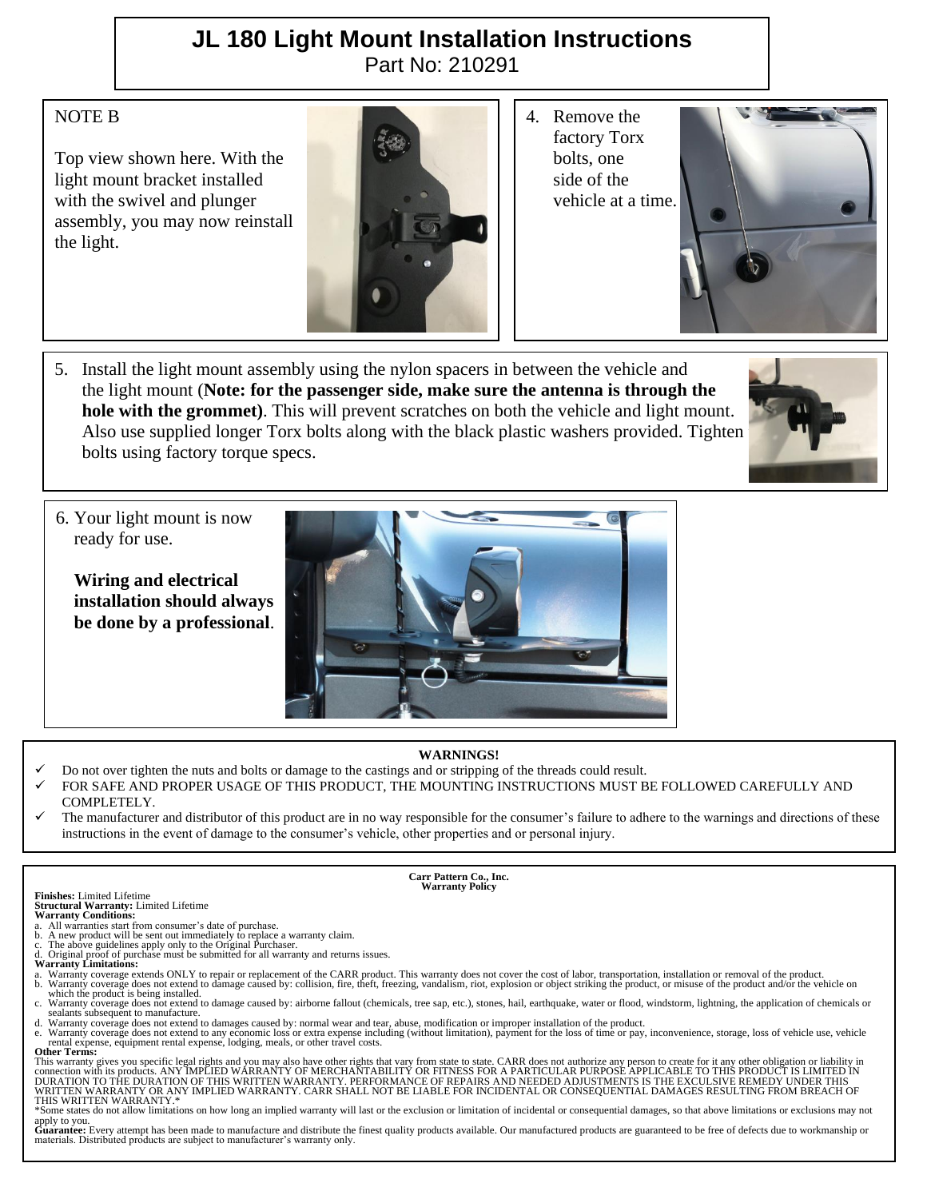# JL 180 Light Mount Installation Instructions

Part No: 210291

NOTE B

Top view shown here. With the light mount bracket installed with the swivel and plunger assembly, you may now reinstall the light.

4. Remove the factory Torx bolts, one side of the vehicle at a time.

5. Install the light mount assembly using the nylon spacers in between the vehicle and the light mount (**Note: for the passenger side, make sure the antenna is through the hole with the grommet)**. This will prevent scratches on both the vehicle and light mount. Also use supplied longer Torx bolts along with the black plastic washers provided. Tighten bolts using factory torque specs.

6. Your light mount is now ready for use.

   **Wiring and electrical installation should always be done by a professional**.

**WARNINGS!**

- ✓ Do not over tighten the nuts and bolts or damage to the castings and or stripping of the threads could result.
- ✓ FOR SAFE AND PROPER USAGE OF THIS PRODUCT, THE MOUNTING INSTRUCTIONS MUST BE FOLLOWED CAREFULLY AND COMPLETELY.
- ✓ The manufacturer and distributor of this product are in no way responsible for the consumer's failure to adhere to the warnings and directions of these instructions in the event of damage to the consumer's vehicle, other properties and or personal injury.

**Carr Pattern Co., Inc.**
**Warranty Policy**

**Finishes:** Limited Lifetime
**Structural Warranty:** Limited Lifetime
**Warranty Conditions:**

a. All warranties start from consumer's date of purchase.
b. A new product will be sent out immediately to replace a warranty claim.
c. The above guidelines apply only to the Original Purchaser.
d. Original proof of purchase must be submitted for all warranty and returns issues.

**Warranty Limitations:**

a. Warranty coverage extends ONLY to repair or replacement of the CARR product. This warranty does not cover the cost of labor, transportation, installation or removal of the product.
b. Warranty coverage does not extend to damage caused by: collision, fire, theft, freezing, vandalism, riot, explosion or object striking the product, or misuse of the product and/or the vehicle on which the product is being installed.
c. Warranty coverage does not extend to damage caused by: airborne fallout (chemicals, tree sap, etc.), stones, hail, earthquake, water or flood, windstorm, lightning, the application of chemicals or sealants subsequent to manufacture.
d. Warranty coverage does not extend to damages caused by: normal wear and tear, abuse, modification or improper installation of the product.
e. Warranty coverage does not extend to any economic loss or extra expense including (without limitation), payment for the loss of time or pay, inconvenience, storage, loss of vehicle use, vehicle rental expense, equipment rental expense, lodging, meals, or other travel costs.

**Other Terms:**

This warranty gives you specific legal rights and you may also have other rights that vary from state to state. CARR does not authorize any person to create for it any other obligation or liability in connection with its products. ANY IMPLIED WARRANTY OF MERCHANTABILITY OR FITNESS FOR A PARTICULAR PURPOSE APPLICABLE TO THIS PRODUCT IS LIMITED IN DURATION TO THE DURATION OF THIS WRITTEN WARRANTY. PERFORMANCE OF REPAIRS AND NEEDED ADJUSTMENTS IS THE EXCULSIVE REMEDY UNDER THIS WRITTEN WARRANTY OR ANY IMPLIED WARRANTY. CARR SHALL NOT BE LIABLE FOR INCIDENTAL OR CONSEQUENTIAL DAMAGES RESULTING FROM BREACH OF THIS WRITTEN WARRANTY.*

*Some states do not allow limitations on how long an implied warranty will last or the exclusion or limitation of incidental or consequential damages, so that above limitations or exclusions may not apply to you.

**Guarantee:** Every attempt has been made to manufacture and distribute the finest quality products available. Our manufactured products are guaranteed to be free of defects due to workmanship or materials. Distributed products are subject to manufacturer's warranty only.